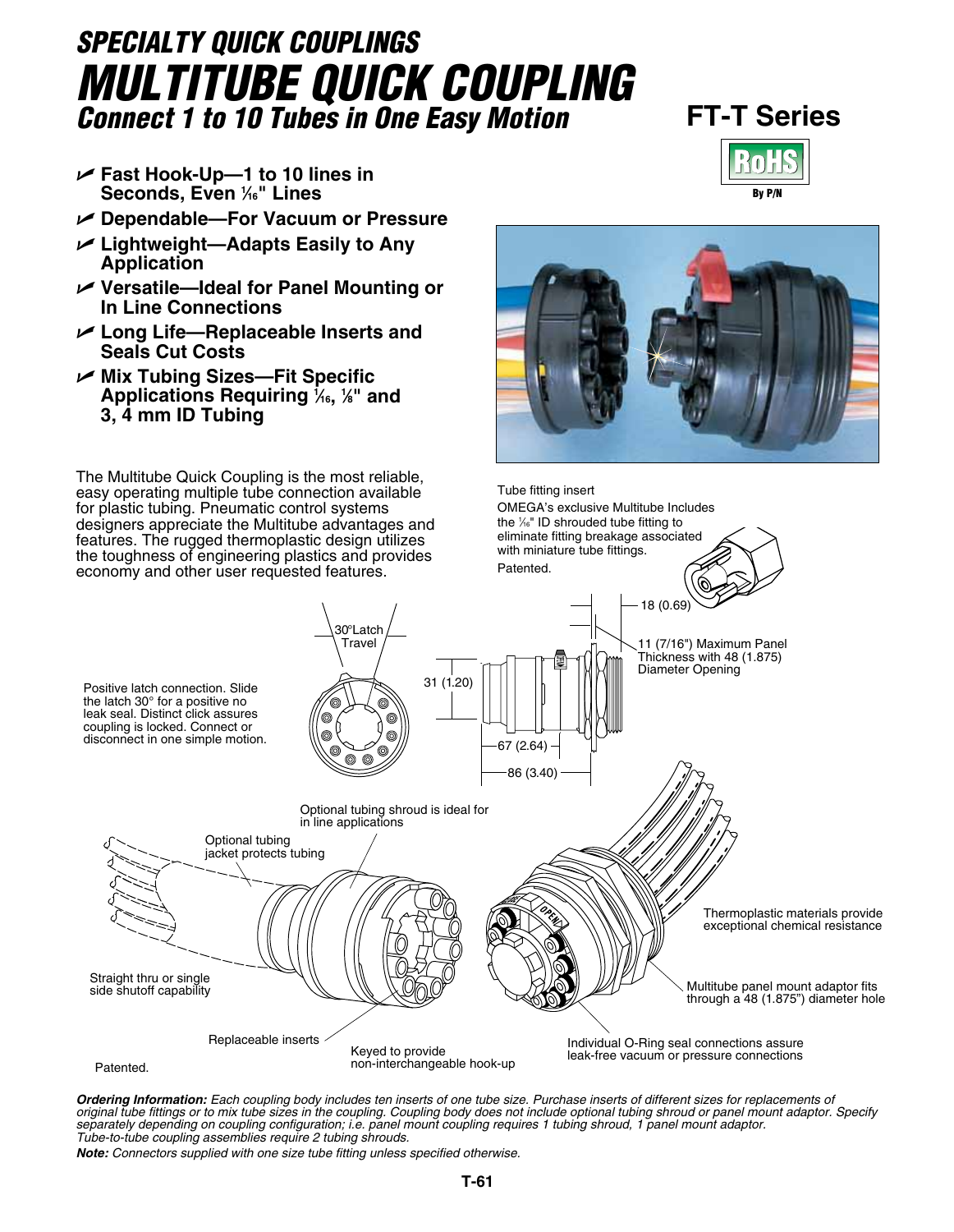# SPECIALTY QUICK COUPLINGS

# MULTITUBE QUICK COUPLING

## Connect 1 to 10 Tubes in One Easy Motion

## FT-T Series

RoHS By P/N

- Fast Hook-Up—1 to 10 lines in Seconds, Even 1/16" Lines
- Dependable—For Vacuum or Pressure
- Lightweight—Adapts Easily to Any Application
- Versatile—Ideal for Panel Mounting or In Line Connections
- Long Life—Replaceable Inserts and Seals Cut Costs
- Mix Tubing Sizes—Fit Specific Applications Requiring 1/16, 1/8" and 3, 4 mm ID Tubing

The Multitube Quick Coupling is the most reliable, easy operating multiple tube connection available for plastic tubing. Pneumatic control systems designers appreciate the Multitube advantages and features. The rugged thermoplastic design utilizes the toughness of engineering plastics and provides economy and other user requested features.

Tube fitting insert

OMEGA's exclusive Multitube Includes the 1/16" ID shrouded tube fitting to eliminate fitting breakage associated with miniature tube fittings.

Patented.

30° Latch Travel

Positive latch connection. Slide the latch 30° for a positive no leak seal. Distinct click assures coupling is locked. Connect or disconnect in one simple motion.

31 (1.20)

18 (0.69)

11 (7/16") Maximum Panel Thickness with 48 (1.875) Diameter Opening

67 (2.64)

86 (3.40)

Optional tubing shroud is ideal for in line applications

Optional tubing jacket protects tubing

Thermoplastic materials provide exceptional chemical resistance

Straight thru or single side shutoff capability

Multitube panel mount adaptor fits through a 48 (1.875") diameter hole

Replaceable inserts

Keyed to provide non-interchangeable hook-up

Individual O-Ring seal connections assure leak-free vacuum or pressure connections

Patented.

***Ordering Information:*** *Each coupling body includes ten inserts of one tube size. Purchase inserts of different sizes for replacements of original tube fittings or to mix tube sizes in the coupling. Coupling body does not include optional tubing shroud or panel mount adaptor. Specify separately depending on coupling configuration; i.e. panel mount coupling requires 1 tubing shroud, 1 panel mount adaptor. Tube-to-tube coupling assemblies require 2 tubing shrouds.*

***Note:*** *Connectors supplied with one size tube fitting unless specified otherwise.*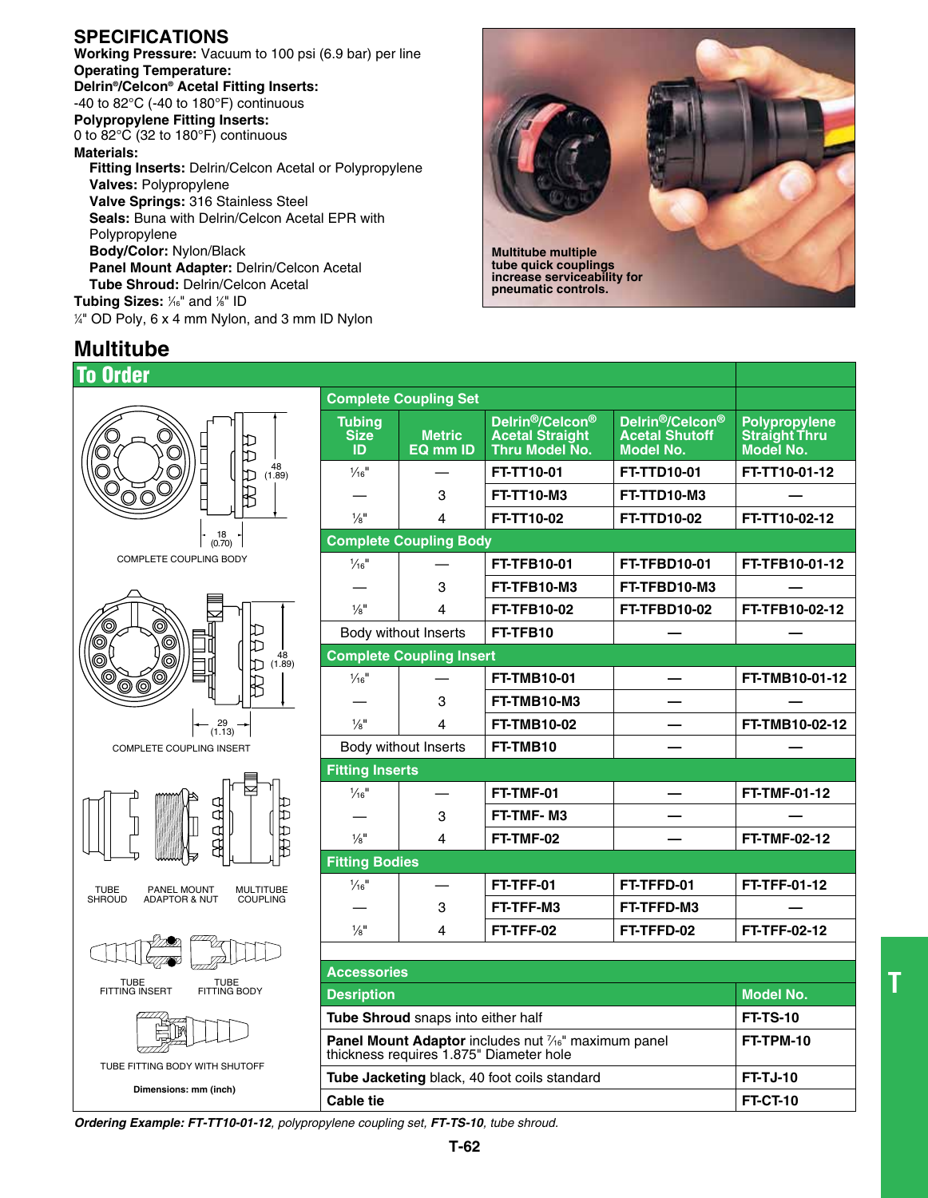## SPECIFICATIONS

**Working Pressure:** Vacuum to 100 psi (6.9 bar) per line
**Operating Temperature:**
**Delrin®/Celcon® Acetal Fitting Inserts:**
-40 to 82°C (-40 to 180°F) continuous
**Polypropylene Fitting Inserts:**
0 to 82°C (32 to 180°F) continuous
**Materials:**
- **Fitting Inserts:** Delrin/Celcon Acetal or Polypropylene
- **Valves:** Polypropylene
- **Valve Springs:** 316 Stainless Steel
- **Seals:** Buna with Delrin/Celcon Acetal EPR with Polypropylene
- **Body/Color:** Nylon/Black
- **Panel Mount Adapter:** Delrin/Celcon Acetal
- **Tube Shroud:** Delrin/Celcon Acetal

**Tubing Sizes:** 1⁄16" and 1⁄8" ID
1⁄4" OD Poly, 6 x 4 mm Nylon, and 3 mm ID Nylon

Multitube multiple tube quick couplings increase serviceability for pneumatic controls.

## Multitube

### To Order

COMPLETE COUPLING BODY — 48 (1.89), 18 (0.70)

COMPLETE COUPLING INSERT — 48 (1.89), 29 (1.13)

TUBE SHROUD — PANEL MOUNT ADAPTOR & NUT — MULTITUBE COUPLING

TUBE FITTING INSERT — TUBE FITTING BODY

TUBE FITTING BODY WITH SHUTOFF

Dimensions: mm (inch)

| Tubing Size ID | Metric EQ mm ID | Delrin®/Celcon® Acetal Straight Thru Model No. | Delrin®/Celcon® Acetal Shutoff Model No. | Polypropylene Straight Thru Model No. |
|---|---|---|---|---|
| **Complete Coupling Set** | | | | |
| 1⁄16" | — | FT-TT10-01 | FT-TTD10-01 | FT-TT10-01-12 |
| — | 3 | FT-TT10-M3 | FT-TTD10-M3 | — |
| 1⁄8" | 4 | FT-TT10-02 | FT-TTD10-02 | FT-TT10-02-12 |
| **Complete Coupling Body** | | | | |
| 1⁄16" | — | FT-TFB10-01 | FT-TFBD10-01 | FT-TFB10-01-12 |
| — | 3 | FT-TFB10-M3 | FT-TFBD10-M3 | — |
| 1⁄8" | 4 | FT-TFB10-02 | FT-TFBD10-02 | FT-TFB10-02-12 |
| Body without Inserts | | FT-TFB10 | — | — |
| **Complete Coupling Insert** | | | | |
| 1⁄16" | — | FT-TMB10-01 | — | FT-TMB10-01-12 |
| — | 3 | FT-TMB10-M3 | — | — |
| 1⁄8" | 4 | FT-TMB10-02 | — | FT-TMB10-02-12 |
| Body without Inserts | | FT-TMB10 | — | — |
| **Fitting Inserts** | | | | |
| 1⁄16" | — | FT-TMF-01 | — | FT-TMF-01-12 |
| — | 3 | FT-TMF- M3 | — | — |
| 1⁄8" | 4 | FT-TMF-02 | — | FT-TMF-02-12 |
| **Fitting Bodies** | | | | |
| 1⁄16" | — | FT-TFF-01 | FT-TFFD-01 | FT-TFF-01-12 |
| — | 3 | FT-TFF-M3 | FT-TFFD-M3 | — |
| 1⁄8" | 4 | FT-TFF-02 | FT-TFFD-02 | FT-TFF-02-12 |

**Accessories**

| Desription | Model No. |
|---|---|
| **Tube Shroud** snaps into either half | FT-TS-10 |
| **Panel Mount Adaptor** includes nut 7⁄16" maximum panel thickness requires 1.875" Diameter hole | FT-TPM-10 |
| **Tube Jacketing** black, 40 foot coils standard | FT-TJ-10 |
| **Cable tie** | FT-CT-10 |

***Ordering Example: FT-TT10-01-12**, polypropylene coupling set, **FT-TS-10**, tube shroud.*